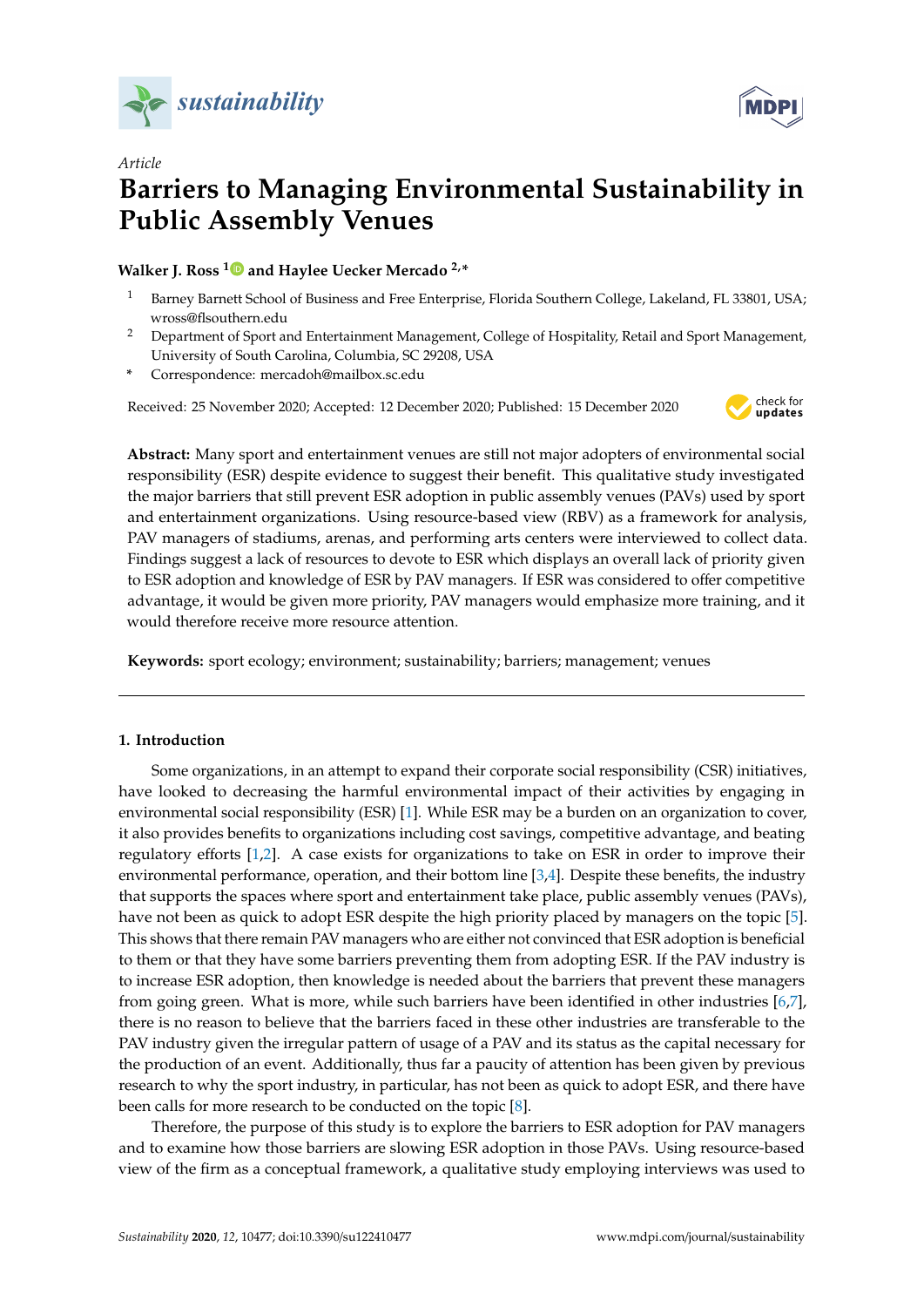*sustainability*

*Article*

# Barriers to Managing Environmental Sustainability in Public Assembly Venues

**Walker J. Ross [1] and Haylee Uecker Mercado [2,*]**

[1] Barney Barnett School of Business and Free Enterprise, Florida Southern College, Lakeland, FL 33801, USA; wross@flsouthern.edu

[2] Department of Sport and Entertainment Management, College of Hospitality, Retail and Sport Management, University of South Carolina, Columbia, SC 29208, USA

\* Correspondence: mercadoh@mailbox.sc.edu

Received: 25 November 2020; Accepted: 12 December 2020; Published: 15 December 2020

**Abstract:** Many sport and entertainment venues are still not major adopters of environmental social responsibility (ESR) despite evidence to suggest their benefit. This qualitative study investigated the major barriers that still prevent ESR adoption in public assembly venues (PAVs) used by sport and entertainment organizations. Using resource-based view (RBV) as a framework for analysis, PAV managers of stadiums, arenas, and performing arts centers were interviewed to collect data. Findings suggest a lack of resources to devote to ESR which displays an overall lack of priority given to ESR adoption and knowledge of ESR by PAV managers. If ESR was considered to offer competitive advantage, it would be given more priority, PAV managers would emphasize more training, and it would therefore receive more resource attention.

**Keywords:** sport ecology; environment; sustainability; barriers; management; venues

## 1. Introduction

Some organizations, in an attempt to expand their corporate social responsibility (CSR) initiatives, have looked to decreasing the harmful environmental impact of their activities by engaging in environmental social responsibility (ESR) [1]. While ESR may be a burden on an organization to cover, it also provides benefits to organizations including cost savings, competitive advantage, and beating regulatory efforts [1,2]. A case exists for organizations to take on ESR in order to improve their environmental performance, operation, and their bottom line [3,4]. Despite these benefits, the industry that supports the spaces where sport and entertainment take place, public assembly venues (PAVs), have not been as quick to adopt ESR despite the high priority placed by managers on the topic [5]. This shows that there remain PAV managers who are either not convinced that ESR adoption is beneficial to them or that they have some barriers preventing them from adopting ESR. If the PAV industry is to increase ESR adoption, then knowledge is needed about the barriers that prevent these managers from going green. What is more, while such barriers have been identified in other industries [6,7], there is no reason to believe that the barriers faced in these other industries are transferable to the PAV industry given the irregular pattern of usage of a PAV and its status as the capital necessary for the production of an event. Additionally, thus far a paucity of attention has been given by previous research to why the sport industry, in particular, has not been as quick to adopt ESR, and there have been calls for more research to be conducted on the topic [8].

Therefore, the purpose of this study is to explore the barriers to ESR adoption for PAV managers and to examine how those barriers are slowing ESR adoption in those PAVs. Using resource-based view of the firm as a conceptual framework, a qualitative study employing interviews was used to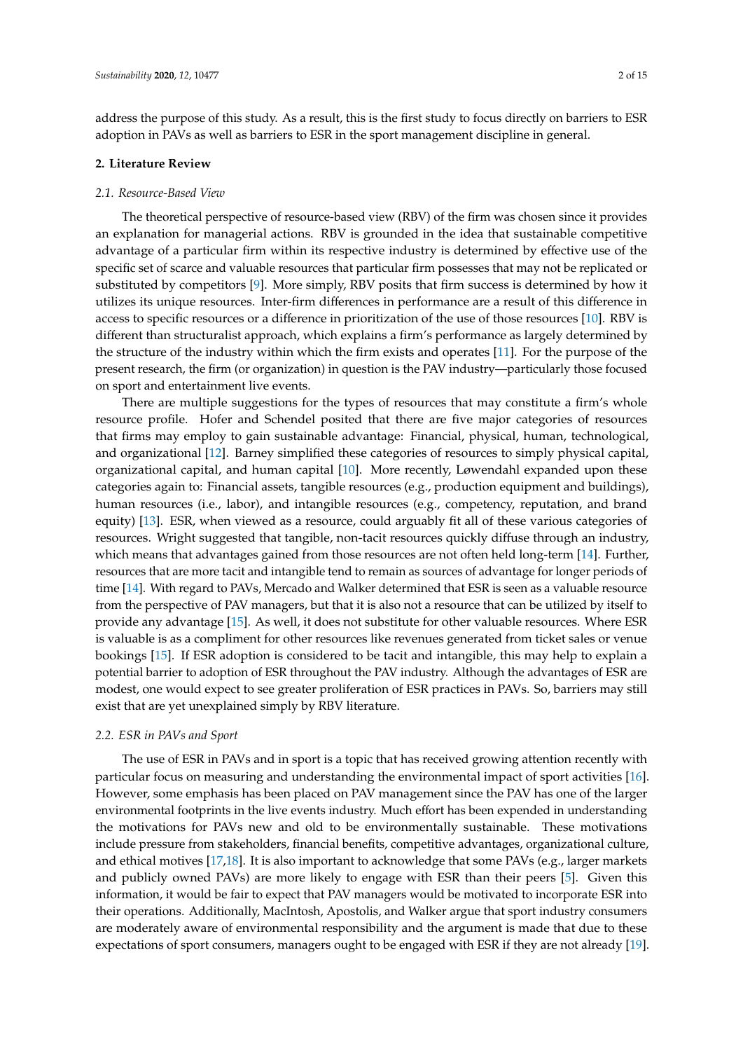address the purpose of this study. As a result, this is the first study to focus directly on barriers to ESR adoption in PAVs as well as barriers to ESR in the sport management discipline in general.

## 2. Literature Review

### *2.1. Resource-Based View*

The theoretical perspective of resource-based view (RBV) of the firm was chosen since it provides an explanation for managerial actions. RBV is grounded in the idea that sustainable competitive advantage of a particular firm within its respective industry is determined by effective use of the specific set of scarce and valuable resources that particular firm possesses that may not be replicated or substituted by competitors [9]. More simply, RBV posits that firm success is determined by how it utilizes its unique resources. Inter-firm differences in performance are a result of this difference in access to specific resources or a difference in prioritization of the use of those resources [10]. RBV is different than structuralist approach, which explains a firm's performance as largely determined by the structure of the industry within which the firm exists and operates [11]. For the purpose of the present research, the firm (or organization) in question is the PAV industry—particularly those focused on sport and entertainment live events.

There are multiple suggestions for the types of resources that may constitute a firm's whole resource profile. Hofer and Schendel posited that there are five major categories of resources that firms may employ to gain sustainable advantage: Financial, physical, human, technological, and organizational [12]. Barney simplified these categories of resources to simply physical capital, organizational capital, and human capital [10]. More recently, Løwendahl expanded upon these categories again to: Financial assets, tangible resources (e.g., production equipment and buildings), human resources (i.e., labor), and intangible resources (e.g., competency, reputation, and brand equity) [13]. ESR, when viewed as a resource, could arguably fit all of these various categories of resources. Wright suggested that tangible, non-tacit resources quickly diffuse through an industry, which means that advantages gained from those resources are not often held long-term [14]. Further, resources that are more tacit and intangible tend to remain as sources of advantage for longer periods of time [14]. With regard to PAVs, Mercado and Walker determined that ESR is seen as a valuable resource from the perspective of PAV managers, but that it is also not a resource that can be utilized by itself to provide any advantage [15]. As well, it does not substitute for other valuable resources. Where ESR is valuable is as a compliment for other resources like revenues generated from ticket sales or venue bookings [15]. If ESR adoption is considered to be tacit and intangible, this may help to explain a potential barrier to adoption of ESR throughout the PAV industry. Although the advantages of ESR are modest, one would expect to see greater proliferation of ESR practices in PAVs. So, barriers may still exist that are yet unexplained simply by RBV literature.

### *2.2. ESR in PAVs and Sport*

The use of ESR in PAVs and in sport is a topic that has received growing attention recently with particular focus on measuring and understanding the environmental impact of sport activities [16]. However, some emphasis has been placed on PAV management since the PAV has one of the larger environmental footprints in the live events industry. Much effort has been expended in understanding the motivations for PAVs new and old to be environmentally sustainable. These motivations include pressure from stakeholders, financial benefits, competitive advantages, organizational culture, and ethical motives [17,18]. It is also important to acknowledge that some PAVs (e.g., larger markets and publicly owned PAVs) are more likely to engage with ESR than their peers [5]. Given this information, it would be fair to expect that PAV managers would be motivated to incorporate ESR into their operations. Additionally, MacIntosh, Apostolis, and Walker argue that sport industry consumers are moderately aware of environmental responsibility and the argument is made that due to these expectations of sport consumers, managers ought to be engaged with ESR if they are not already [19].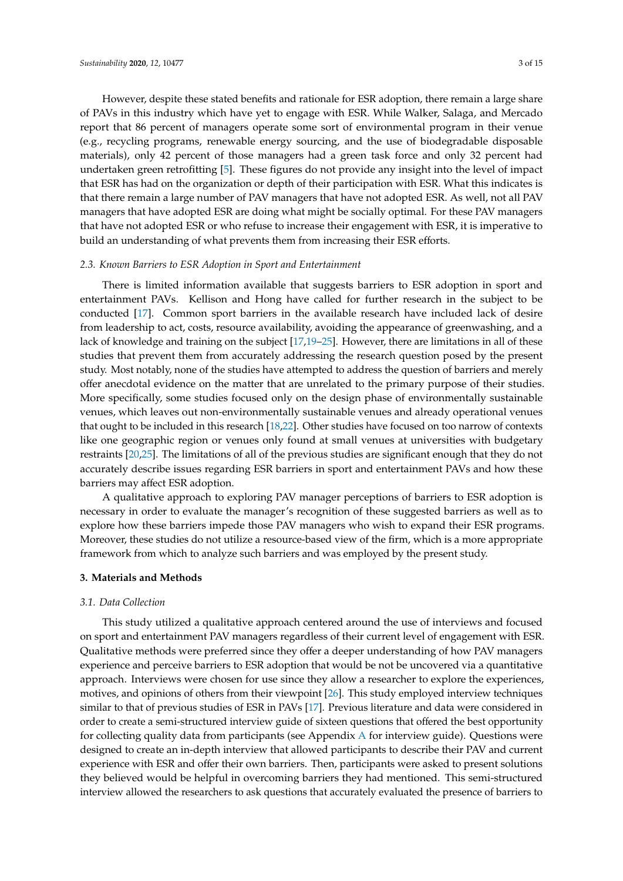However, despite these stated benefits and rationale for ESR adoption, there remain a large share of PAVs in this industry which have yet to engage with ESR. While Walker, Salaga, and Mercado report that 86 percent of managers operate some sort of environmental program in their venue (e.g., recycling programs, renewable energy sourcing, and the use of biodegradable disposable materials), only 42 percent of those managers had a green task force and only 32 percent had undertaken green retrofitting [5]. These figures do not provide any insight into the level of impact that ESR has had on the organization or depth of their participation with ESR. What this indicates is that there remain a large number of PAV managers that have not adopted ESR. As well, not all PAV managers that have adopted ESR are doing what might be socially optimal. For these PAV managers that have not adopted ESR or who refuse to increase their engagement with ESR, it is imperative to build an understanding of what prevents them from increasing their ESR efforts.

### *2.3. Known Barriers to ESR Adoption in Sport and Entertainment*

There is limited information available that suggests barriers to ESR adoption in sport and entertainment PAVs. Kellison and Hong have called for further research in the subject to be conducted [17]. Common sport barriers in the available research have included lack of desire from leadership to act, costs, resource availability, avoiding the appearance of greenwashing, and a lack of knowledge and training on the subject [17,19–25]. However, there are limitations in all of these studies that prevent them from accurately addressing the research question posed by the present study. Most notably, none of the studies have attempted to address the question of barriers and merely offer anecdotal evidence on the matter that are unrelated to the primary purpose of their studies. More specifically, some studies focused only on the design phase of environmentally sustainable venues, which leaves out non-environmentally sustainable venues and already operational venues that ought to be included in this research [18,22]. Other studies have focused on too narrow of contexts like one geographic region or venues only found at small venues at universities with budgetary restraints [20,25]. The limitations of all of the previous studies are significant enough that they do not accurately describe issues regarding ESR barriers in sport and entertainment PAVs and how these barriers may affect ESR adoption.

A qualitative approach to exploring PAV manager perceptions of barriers to ESR adoption is necessary in order to evaluate the manager's recognition of these suggested barriers as well as to explore how these barriers impede those PAV managers who wish to expand their ESR programs. Moreover, these studies do not utilize a resource-based view of the firm, which is a more appropriate framework from which to analyze such barriers and was employed by the present study.

## **3. Materials and Methods**

### *3.1. Data Collection*

This study utilized a qualitative approach centered around the use of interviews and focused on sport and entertainment PAV managers regardless of their current level of engagement with ESR. Qualitative methods were preferred since they offer a deeper understanding of how PAV managers experience and perceive barriers to ESR adoption that would be not be uncovered via a quantitative approach. Interviews were chosen for use since they allow a researcher to explore the experiences, motives, and opinions of others from their viewpoint [26]. This study employed interview techniques similar to that of previous studies of ESR in PAVs [17]. Previous literature and data were considered in order to create a semi-structured interview guide of sixteen questions that offered the best opportunity for collecting quality data from participants (see Appendix A for interview guide). Questions were designed to create an in-depth interview that allowed participants to describe their PAV and current experience with ESR and offer their own barriers. Then, participants were asked to present solutions they believed would be helpful in overcoming barriers they had mentioned. This semi-structured interview allowed the researchers to ask questions that accurately evaluated the presence of barriers to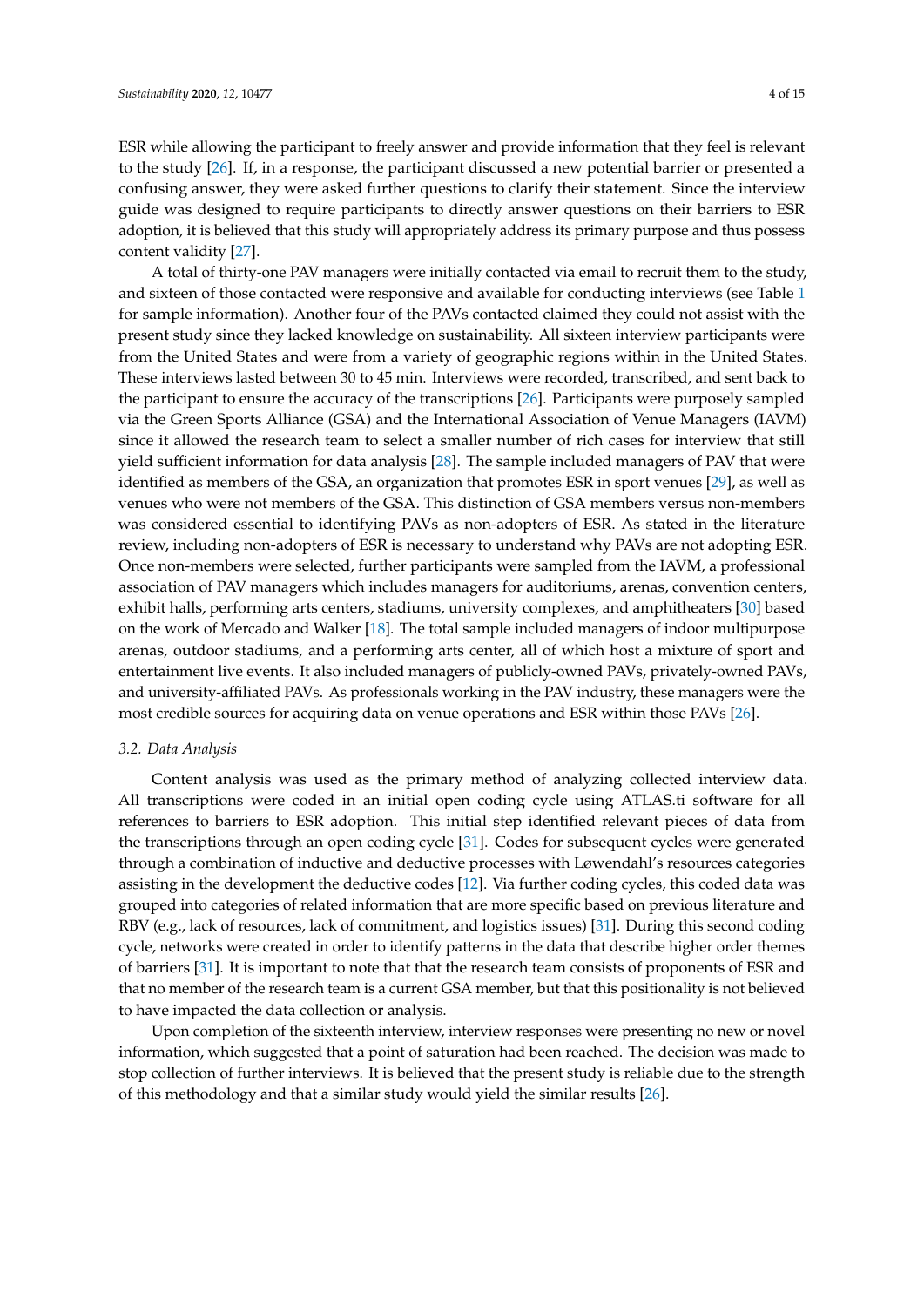ESR while allowing the participant to freely answer and provide information that they feel is relevant to the study [26]. If, in a response, the participant discussed a new potential barrier or presented a confusing answer, they were asked further questions to clarify their statement. Since the interview guide was designed to require participants to directly answer questions on their barriers to ESR adoption, it is believed that this study will appropriately address its primary purpose and thus possess content validity [27].

A total of thirty-one PAV managers were initially contacted via email to recruit them to the study, and sixteen of those contacted were responsive and available for conducting interviews (see Table 1 for sample information). Another four of the PAVs contacted claimed they could not assist with the present study since they lacked knowledge on sustainability. All sixteen interview participants were from the United States and were from a variety of geographic regions within in the United States. These interviews lasted between 30 to 45 min. Interviews were recorded, transcribed, and sent back to the participant to ensure the accuracy of the transcriptions [26]. Participants were purposely sampled via the Green Sports Alliance (GSA) and the International Association of Venue Managers (IAVM) since it allowed the research team to select a smaller number of rich cases for interview that still yield sufficient information for data analysis [28]. The sample included managers of PAV that were identified as members of the GSA, an organization that promotes ESR in sport venues [29], as well as venues who were not members of the GSA. This distinction of GSA members versus non-members was considered essential to identifying PAVs as non-adopters of ESR. As stated in the literature review, including non-adopters of ESR is necessary to understand why PAVs are not adopting ESR. Once non-members were selected, further participants were sampled from the IAVM, a professional association of PAV managers which includes managers for auditoriums, arenas, convention centers, exhibit halls, performing arts centers, stadiums, university complexes, and amphitheaters [30] based on the work of Mercado and Walker [18]. The total sample included managers of indoor multipurpose arenas, outdoor stadiums, and a performing arts center, all of which host a mixture of sport and entertainment live events. It also included managers of publicly-owned PAVs, privately-owned PAVs, and university-affiliated PAVs. As professionals working in the PAV industry, these managers were the most credible sources for acquiring data on venue operations and ESR within those PAVs [26].

### 3.2. Data Analysis

Content analysis was used as the primary method of analyzing collected interview data. All transcriptions were coded in an initial open coding cycle using ATLAS.ti software for all references to barriers to ESR adoption. This initial step identified relevant pieces of data from the transcriptions through an open coding cycle [31]. Codes for subsequent cycles were generated through a combination of inductive and deductive processes with Løwendahl's resources categories assisting in the development the deductive codes [12]. Via further coding cycles, this coded data was grouped into categories of related information that are more specific based on previous literature and RBV (e.g., lack of resources, lack of commitment, and logistics issues) [31]. During this second coding cycle, networks were created in order to identify patterns in the data that describe higher order themes of barriers [31]. It is important to note that that the research team consists of proponents of ESR and that no member of the research team is a current GSA member, but that this positionality is not believed to have impacted the data collection or analysis.

Upon completion of the sixteenth interview, interview responses were presenting no new or novel information, which suggested that a point of saturation had been reached. The decision was made to stop collection of further interviews. It is believed that the present study is reliable due to the strength of this methodology and that a similar study would yield the similar results [26].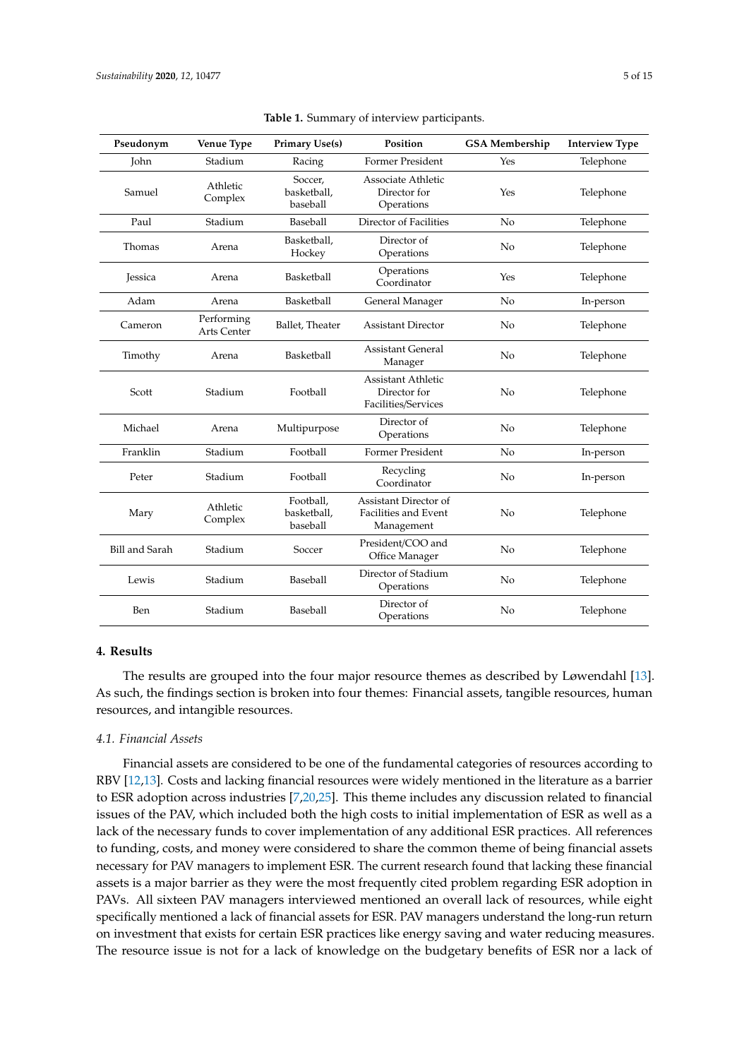**Table 1.** Summary of interview participants.

| Pseudonym | Venue Type | Primary Use(s) | Position | GSA Membership | Interview Type |
|---|---|---|---|---|---|
| John | Stadium | Racing | Former President | Yes | Telephone |
| Samuel | Athletic Complex | Soccer, basketball, baseball | Associate Athletic Director for Operations | Yes | Telephone |
| Paul | Stadium | Baseball | Director of Facilities | No | Telephone |
| Thomas | Arena | Basketball, Hockey | Director of Operations | No | Telephone |
| Jessica | Arena | Basketball | Operations Coordinator | Yes | Telephone |
| Adam | Arena | Basketball | General Manager | No | In-person |
| Cameron | Performing Arts Center | Ballet, Theater | Assistant Director | No | Telephone |
| Timothy | Arena | Basketball | Assistant General Manager | No | Telephone |
| Scott | Stadium | Football | Assistant Athletic Director for Facilities/Services | No | Telephone |
| Michael | Arena | Multipurpose | Director of Operations | No | Telephone |
| Franklin | Stadium | Football | Former President | No | In-person |
| Peter | Stadium | Football | Recycling Coordinator | No | In-person |
| Mary | Athletic Complex | Football, basketball, baseball | Assistant Director of Facilities and Event Management | No | Telephone |
| Bill and Sarah | Stadium | Soccer | President/COO and Office Manager | No | Telephone |
| Lewis | Stadium | Baseball | Director of Stadium Operations | No | Telephone |
| Ben | Stadium | Baseball | Director of Operations | No | Telephone |

## 4. Results

The results are grouped into the four major resource themes as described by Løwendahl [13]. As such, the findings section is broken into four themes: Financial assets, tangible resources, human resources, and intangible resources.

### *4.1. Financial Assets*

Financial assets are considered to be one of the fundamental categories of resources according to RBV [12,13]. Costs and lacking financial resources were widely mentioned in the literature as a barrier to ESR adoption across industries [7,20,25]. This theme includes any discussion related to financial issues of the PAV, which included both the high costs to initial implementation of ESR as well as a lack of the necessary funds to cover implementation of any additional ESR practices. All references to funding, costs, and money were considered to share the common theme of being financial assets necessary for PAV managers to implement ESR. The current research found that lacking these financial assets is a major barrier as they were the most frequently cited problem regarding ESR adoption in PAVs. All sixteen PAV managers interviewed mentioned an overall lack of resources, while eight specifically mentioned a lack of financial assets for ESR. PAV managers understand the long-run return on investment that exists for certain ESR practices like energy saving and water reducing measures. The resource issue is not for a lack of knowledge on the budgetary benefits of ESR nor a lack of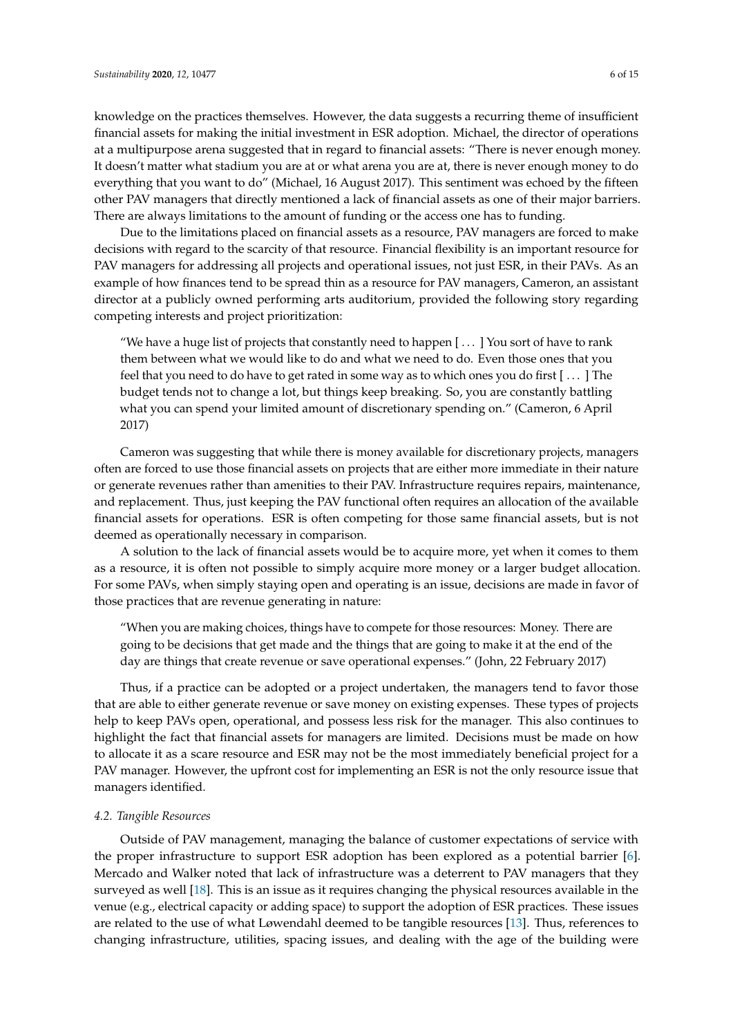knowledge on the practices themselves. However, the data suggests a recurring theme of insufficient financial assets for making the initial investment in ESR adoption. Michael, the director of operations at a multipurpose arena suggested that in regard to financial assets: "There is never enough money. It doesn't matter what stadium you are at or what arena you are at, there is never enough money to do everything that you want to do" (Michael, 16 August 2017). This sentiment was echoed by the fifteen other PAV managers that directly mentioned a lack of financial assets as one of their major barriers. There are always limitations to the amount of funding or the access one has to funding.

Due to the limitations placed on financial assets as a resource, PAV managers are forced to make decisions with regard to the scarcity of that resource. Financial flexibility is an important resource for PAV managers for addressing all projects and operational issues, not just ESR, in their PAVs. As an example of how finances tend to be spread thin as a resource for PAV managers, Cameron, an assistant director at a publicly owned performing arts auditorium, provided the following story regarding competing interests and project prioritization:

> "We have a huge list of projects that constantly need to happen [ . . . ] You sort of have to rank them between what we would like to do and what we need to do. Even those ones that you feel that you need to do have to get rated in some way as to which ones you do first [ . . . ] The budget tends not to change a lot, but things keep breaking. So, you are constantly battling what you can spend your limited amount of discretionary spending on." (Cameron, 6 April 2017)

Cameron was suggesting that while there is money available for discretionary projects, managers often are forced to use those financial assets on projects that are either more immediate in their nature or generate revenues rather than amenities to their PAV. Infrastructure requires repairs, maintenance, and replacement. Thus, just keeping the PAV functional often requires an allocation of the available financial assets for operations. ESR is often competing for those same financial assets, but is not deemed as operationally necessary in comparison.

A solution to the lack of financial assets would be to acquire more, yet when it comes to them as a resource, it is often not possible to simply acquire more money or a larger budget allocation. For some PAVs, when simply staying open and operating is an issue, decisions are made in favor of those practices that are revenue generating in nature:

> "When you are making choices, things have to compete for those resources: Money. There are going to be decisions that get made and the things that are going to make it at the end of the day are things that create revenue or save operational expenses." (John, 22 February 2017)

Thus, if a practice can be adopted or a project undertaken, the managers tend to favor those that are able to either generate revenue or save money on existing expenses. These types of projects help to keep PAVs open, operational, and possess less risk for the manager. This also continues to highlight the fact that financial assets for managers are limited. Decisions must be made on how to allocate it as a scare resource and ESR may not be the most immediately beneficial project for a PAV manager. However, the upfront cost for implementing an ESR is not the only resource issue that managers identified.

### *4.2. Tangible Resources*

Outside of PAV management, managing the balance of customer expectations of service with the proper infrastructure to support ESR adoption has been explored as a potential barrier [6]. Mercado and Walker noted that lack of infrastructure was a deterrent to PAV managers that they surveyed as well [18]. This is an issue as it requires changing the physical resources available in the venue (e.g., electrical capacity or adding space) to support the adoption of ESR practices. These issues are related to the use of what Løwendahl deemed to be tangible resources [13]. Thus, references to changing infrastructure, utilities, spacing issues, and dealing with the age of the building were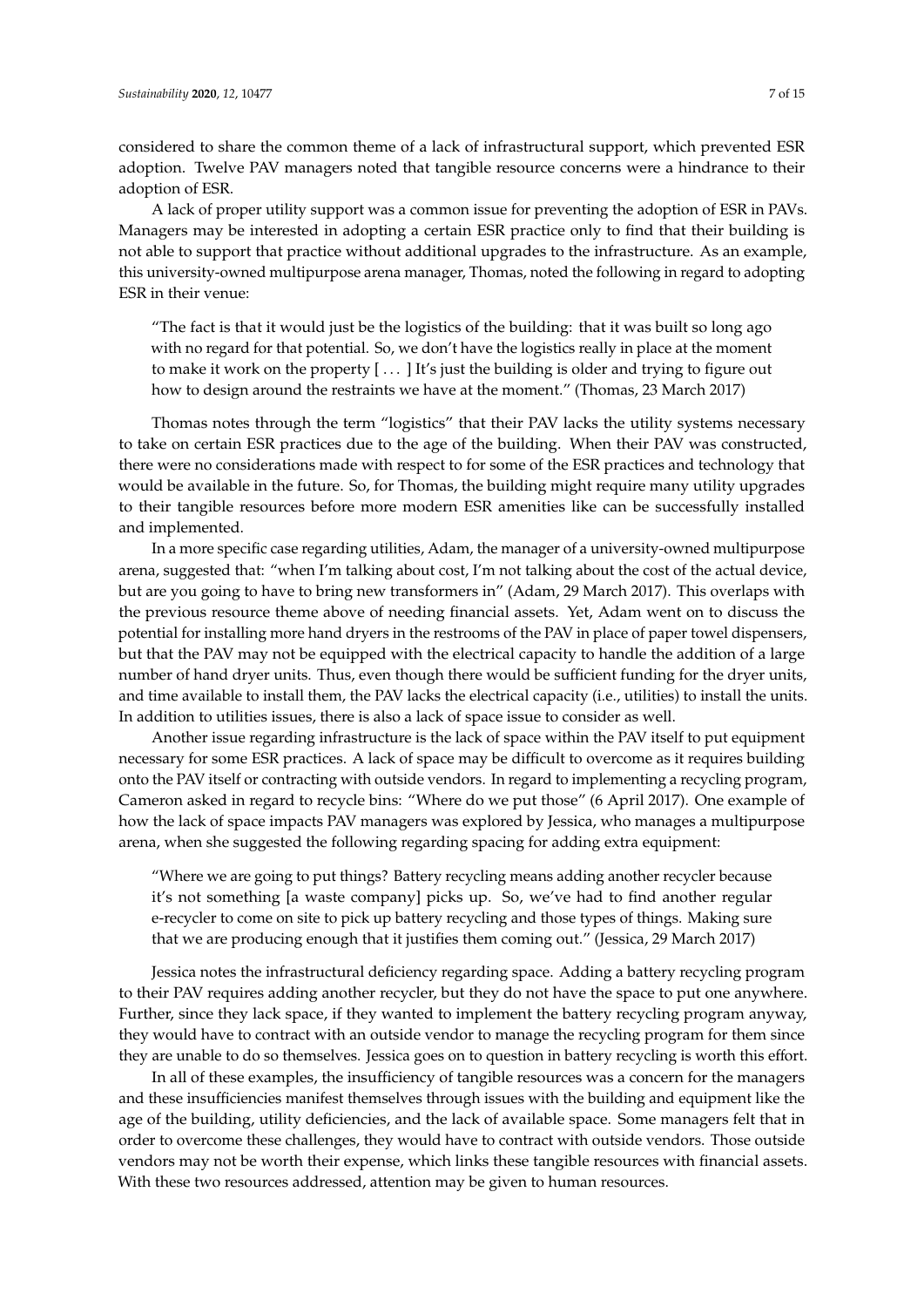considered to share the common theme of a lack of infrastructural support, which prevented ESR adoption. Twelve PAV managers noted that tangible resource concerns were a hindrance to their adoption of ESR.

A lack of proper utility support was a common issue for preventing the adoption of ESR in PAVs. Managers may be interested in adopting a certain ESR practice only to find that their building is not able to support that practice without additional upgrades to the infrastructure. As an example, this university-owned multipurpose arena manager, Thomas, noted the following in regard to adopting ESR in their venue:

> "The fact is that it would just be the logistics of the building: that it was built so long ago with no regard for that potential. So, we don't have the logistics really in place at the moment to make it work on the property [ . . . ] It's just the building is older and trying to figure out how to design around the restraints we have at the moment." (Thomas, 23 March 2017)

Thomas notes through the term "logistics" that their PAV lacks the utility systems necessary to take on certain ESR practices due to the age of the building. When their PAV was constructed, there were no considerations made with respect to for some of the ESR practices and technology that would be available in the future. So, for Thomas, the building might require many utility upgrades to their tangible resources before more modern ESR amenities like can be successfully installed and implemented.

In a more specific case regarding utilities, Adam, the manager of a university-owned multipurpose arena, suggested that: "when I'm talking about cost, I'm not talking about the cost of the actual device, but are you going to have to bring new transformers in" (Adam, 29 March 2017). This overlaps with the previous resource theme above of needing financial assets. Yet, Adam went on to discuss the potential for installing more hand dryers in the restrooms of the PAV in place of paper towel dispensers, but that the PAV may not be equipped with the electrical capacity to handle the addition of a large number of hand dryer units. Thus, even though there would be sufficient funding for the dryer units, and time available to install them, the PAV lacks the electrical capacity (i.e., utilities) to install the units. In addition to utilities issues, there is also a lack of space issue to consider as well.

Another issue regarding infrastructure is the lack of space within the PAV itself to put equipment necessary for some ESR practices. A lack of space may be difficult to overcome as it requires building onto the PAV itself or contracting with outside vendors. In regard to implementing a recycling program, Cameron asked in regard to recycle bins: "Where do we put those" (6 April 2017). One example of how the lack of space impacts PAV managers was explored by Jessica, who manages a multipurpose arena, when she suggested the following regarding spacing for adding extra equipment:

> "Where we are going to put things? Battery recycling means adding another recycler because it's not something [a waste company] picks up. So, we've had to find another regular e-recycler to come on site to pick up battery recycling and those types of things. Making sure that we are producing enough that it justifies them coming out." (Jessica, 29 March 2017)

Jessica notes the infrastructural deficiency regarding space. Adding a battery recycling program to their PAV requires adding another recycler, but they do not have the space to put one anywhere. Further, since they lack space, if they wanted to implement the battery recycling program anyway, they would have to contract with an outside vendor to manage the recycling program for them since they are unable to do so themselves. Jessica goes on to question in battery recycling is worth this effort.

In all of these examples, the insufficiency of tangible resources was a concern for the managers and these insufficiencies manifest themselves through issues with the building and equipment like the age of the building, utility deficiencies, and the lack of available space. Some managers felt that in order to overcome these challenges, they would have to contract with outside vendors. Those outside vendors may not be worth their expense, which links these tangible resources with financial assets. With these two resources addressed, attention may be given to human resources.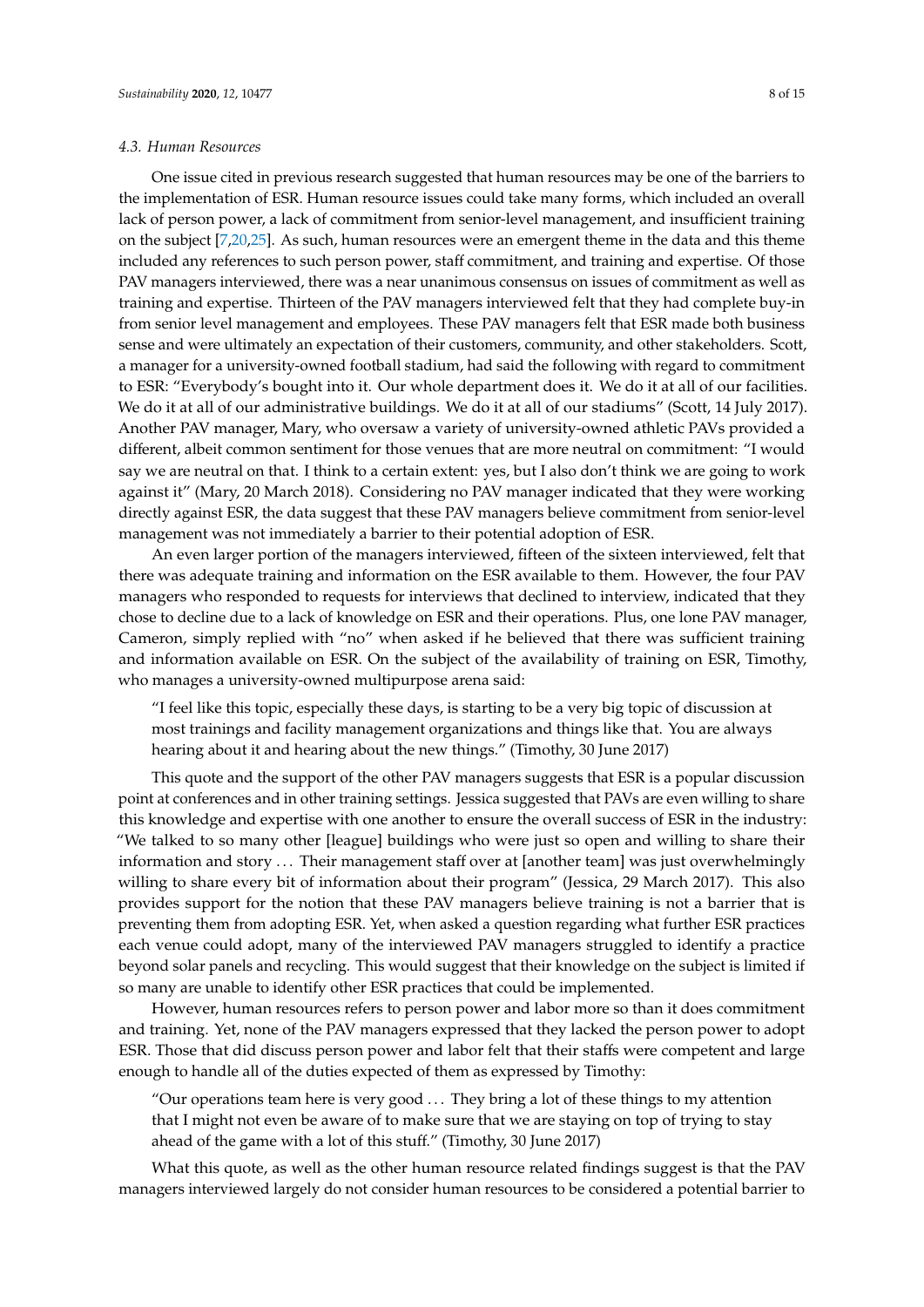### 4.3. Human Resources

One issue cited in previous research suggested that human resources may be one of the barriers to the implementation of ESR. Human resource issues could take many forms, which included an overall lack of person power, a lack of commitment from senior-level management, and insufficient training on the subject [7,20,25]. As such, human resources were an emergent theme in the data and this theme included any references to such person power, staff commitment, and training and expertise. Of those PAV managers interviewed, there was a near unanimous consensus on issues of commitment as well as training and expertise. Thirteen of the PAV managers interviewed felt that they had complete buy-in from senior level management and employees. These PAV managers felt that ESR made both business sense and were ultimately an expectation of their customers, community, and other stakeholders. Scott, a manager for a university-owned football stadium, had said the following with regard to commitment to ESR: "Everybody's bought into it. Our whole department does it. We do it at all of our facilities. We do it at all of our administrative buildings. We do it at all of our stadiums" (Scott, 14 July 2017). Another PAV manager, Mary, who oversaw a variety of university-owned athletic PAVs provided a different, albeit common sentiment for those venues that are more neutral on commitment: "I would say we are neutral on that. I think to a certain extent: yes, but I also don't think we are going to work against it" (Mary, 20 March 2018). Considering no PAV manager indicated that they were working directly against ESR, the data suggest that these PAV managers believe commitment from senior-level management was not immediately a barrier to their potential adoption of ESR.

An even larger portion of the managers interviewed, fifteen of the sixteen interviewed, felt that there was adequate training and information on the ESR available to them. However, the four PAV managers who responded to requests for interviews that declined to interview, indicated that they chose to decline due to a lack of knowledge on ESR and their operations. Plus, one lone PAV manager, Cameron, simply replied with "no" when asked if he believed that there was sufficient training and information available on ESR. On the subject of the availability of training on ESR, Timothy, who manages a university-owned multipurpose arena said:

> "I feel like this topic, especially these days, is starting to be a very big topic of discussion at most trainings and facility management organizations and things like that. You are always hearing about it and hearing about the new things." (Timothy, 30 June 2017)

This quote and the support of the other PAV managers suggests that ESR is a popular discussion point at conferences and in other training settings. Jessica suggested that PAVs are even willing to share this knowledge and expertise with one another to ensure the overall success of ESR in the industry: "We talked to so many other [league] buildings who were just so open and willing to share their information and story ... Their management staff over at [another team] was just overwhelmingly willing to share every bit of information about their program" (Jessica, 29 March 2017). This also provides support for the notion that these PAV managers believe training is not a barrier that is preventing them from adopting ESR. Yet, when asked a question regarding what further ESR practices each venue could adopt, many of the interviewed PAV managers struggled to identify a practice beyond solar panels and recycling. This would suggest that their knowledge on the subject is limited if so many are unable to identify other ESR practices that could be implemented.

However, human resources refers to person power and labor more so than it does commitment and training. Yet, none of the PAV managers expressed that they lacked the person power to adopt ESR. Those that did discuss person power and labor felt that their staffs were competent and large enough to handle all of the duties expected of them as expressed by Timothy:

> "Our operations team here is very good ... They bring a lot of these things to my attention that I might not even be aware of to make sure that we are staying on top of trying to stay ahead of the game with a lot of this stuff." (Timothy, 30 June 2017)

What this quote, as well as the other human resource related findings suggest is that the PAV managers interviewed largely do not consider human resources to be considered a potential barrier to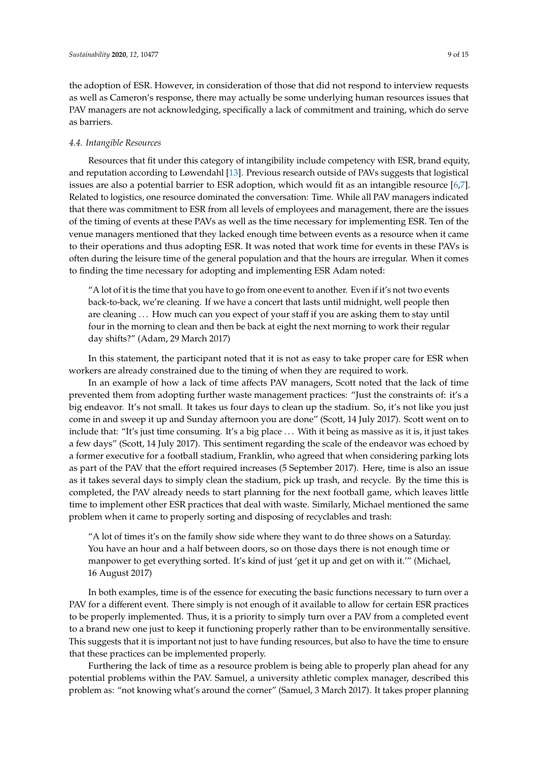the adoption of ESR. However, in consideration of those that did not respond to interview requests as well as Cameron's response, there may actually be some underlying human resources issues that PAV managers are not acknowledging, specifically a lack of commitment and training, which do serve as barriers.

### *4.4. Intangible Resources*

Resources that fit under this category of intangibility include competency with ESR, brand equity, and reputation according to Løwendahl [13]. Previous research outside of PAVs suggests that logistical issues are also a potential barrier to ESR adoption, which would fit as an intangible resource [6,7]. Related to logistics, one resource dominated the conversation: Time. While all PAV managers indicated that there was commitment to ESR from all levels of employees and management, there are the issues of the timing of events at these PAVs as well as the time necessary for implementing ESR. Ten of the venue managers mentioned that they lacked enough time between events as a resource when it came to their operations and thus adopting ESR. It was noted that work time for events in these PAVs is often during the leisure time of the general population and that the hours are irregular. When it comes to finding the time necessary for adopting and implementing ESR Adam noted:

> "A lot of it is the time that you have to go from one event to another. Even if it's not two events back-to-back, we're cleaning. If we have a concert that lasts until midnight, well people then are cleaning ... How much can you expect of your staff if you are asking them to stay until four in the morning to clean and then be back at eight the next morning to work their regular day shifts?" (Adam, 29 March 2017)

In this statement, the participant noted that it is not as easy to take proper care for ESR when workers are already constrained due to the timing of when they are required to work.

In an example of how a lack of time affects PAV managers, Scott noted that the lack of time prevented them from adopting further waste management practices: "Just the constraints of: it's a big endeavor. It's not small. It takes us four days to clean up the stadium. So, it's not like you just come in and sweep it up and Sunday afternoon you are done" (Scott, 14 July 2017). Scott went on to include that: "It's just time consuming. It's a big place ... With it being as massive as it is, it just takes a few days" (Scott, 14 July 2017). This sentiment regarding the scale of the endeavor was echoed by a former executive for a football stadium, Franklin, who agreed that when considering parking lots as part of the PAV that the effort required increases (5 September 2017). Here, time is also an issue as it takes several days to simply clean the stadium, pick up trash, and recycle. By the time this is completed, the PAV already needs to start planning for the next football game, which leaves little time to implement other ESR practices that deal with waste. Similarly, Michael mentioned the same problem when it came to properly sorting and disposing of recyclables and trash:

> "A lot of times it's on the family show side where they want to do three shows on a Saturday. You have an hour and a half between doors, so on those days there is not enough time or manpower to get everything sorted. It's kind of just 'get it up and get on with it.'" (Michael, 16 August 2017)

In both examples, time is of the essence for executing the basic functions necessary to turn over a PAV for a different event. There simply is not enough of it available to allow for certain ESR practices to be properly implemented. Thus, it is a priority to simply turn over a PAV from a completed event to a brand new one just to keep it functioning properly rather than to be environmentally sensitive. This suggests that it is important not just to have funding resources, but also to have the time to ensure that these practices can be implemented properly.

Furthering the lack of time as a resource problem is being able to properly plan ahead for any potential problems within the PAV. Samuel, a university athletic complex manager, described this problem as: "not knowing what's around the corner" (Samuel, 3 March 2017). It takes proper planning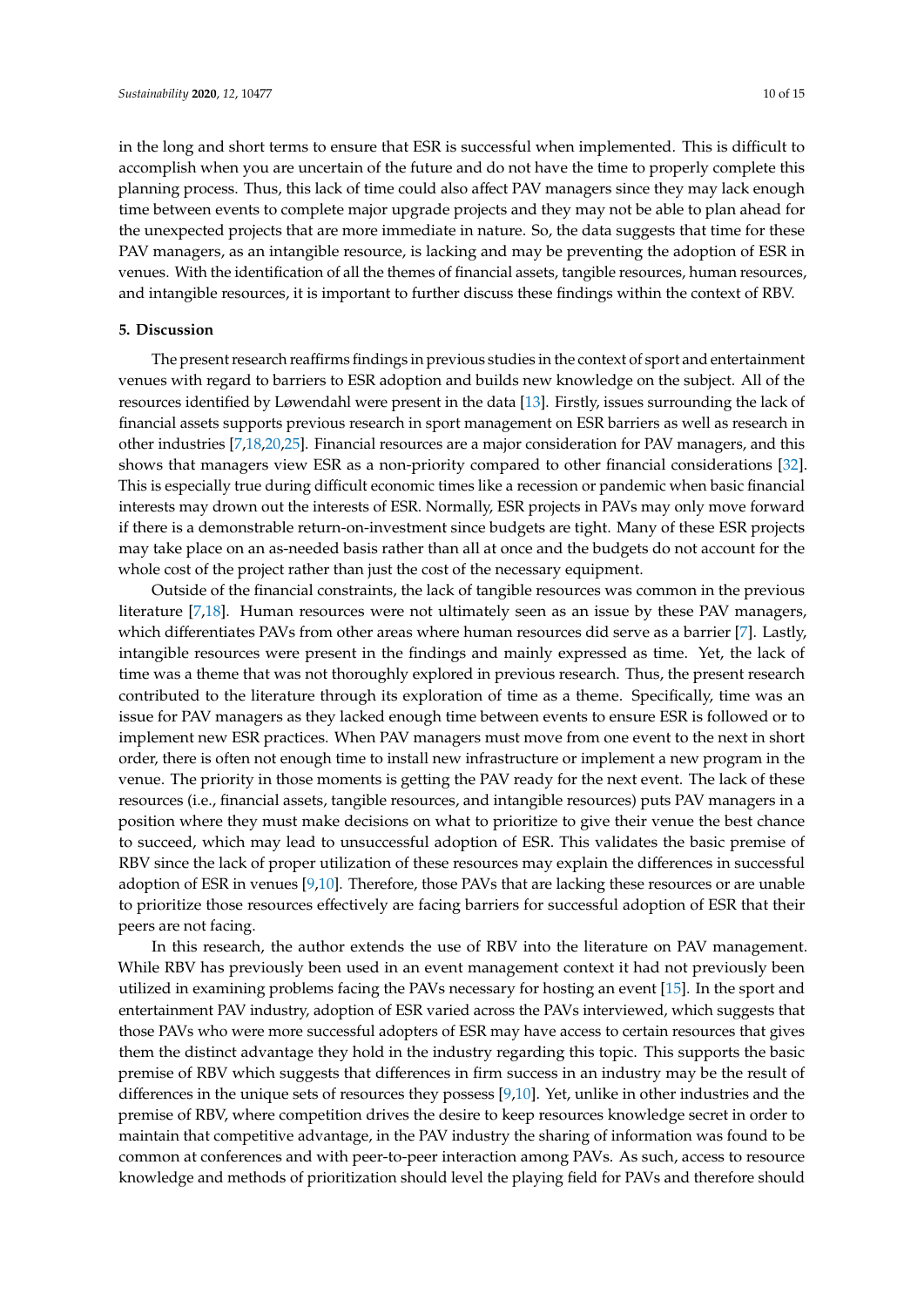in the long and short terms to ensure that ESR is successful when implemented. This is difficult to accomplish when you are uncertain of the future and do not have the time to properly complete this planning process. Thus, this lack of time could also affect PAV managers since they may lack enough time between events to complete major upgrade projects and they may not be able to plan ahead for the unexpected projects that are more immediate in nature. So, the data suggests that time for these PAV managers, as an intangible resource, is lacking and may be preventing the adoption of ESR in venues. With the identification of all the themes of financial assets, tangible resources, human resources, and intangible resources, it is important to further discuss these findings within the context of RBV.

## 5. Discussion

The present research reaffirms findings in previous studies in the context of sport and entertainment venues with regard to barriers to ESR adoption and builds new knowledge on the subject. All of the resources identified by Løwendahl were present in the data [13]. Firstly, issues surrounding the lack of financial assets supports previous research in sport management on ESR barriers as well as research in other industries [7,18,20,25]. Financial resources are a major consideration for PAV managers, and this shows that managers view ESR as a non-priority compared to other financial considerations [32]. This is especially true during difficult economic times like a recession or pandemic when basic financial interests may drown out the interests of ESR. Normally, ESR projects in PAVs may only move forward if there is a demonstrable return-on-investment since budgets are tight. Many of these ESR projects may take place on an as-needed basis rather than all at once and the budgets do not account for the whole cost of the project rather than just the cost of the necessary equipment.

Outside of the financial constraints, the lack of tangible resources was common in the previous literature [7,18]. Human resources were not ultimately seen as an issue by these PAV managers, which differentiates PAVs from other areas where human resources did serve as a barrier [7]. Lastly, intangible resources were present in the findings and mainly expressed as time. Yet, the lack of time was a theme that was not thoroughly explored in previous research. Thus, the present research contributed to the literature through its exploration of time as a theme. Specifically, time was an issue for PAV managers as they lacked enough time between events to ensure ESR is followed or to implement new ESR practices. When PAV managers must move from one event to the next in short order, there is often not enough time to install new infrastructure or implement a new program in the venue. The priority in those moments is getting the PAV ready for the next event. The lack of these resources (i.e., financial assets, tangible resources, and intangible resources) puts PAV managers in a position where they must make decisions on what to prioritize to give their venue the best chance to succeed, which may lead to unsuccessful adoption of ESR. This validates the basic premise of RBV since the lack of proper utilization of these resources may explain the differences in successful adoption of ESR in venues [9,10]. Therefore, those PAVs that are lacking these resources or are unable to prioritize those resources effectively are facing barriers for successful adoption of ESR that their peers are not facing.

In this research, the author extends the use of RBV into the literature on PAV management. While RBV has previously been used in an event management context it had not previously been utilized in examining problems facing the PAVs necessary for hosting an event [15]. In the sport and entertainment PAV industry, adoption of ESR varied across the PAVs interviewed, which suggests that those PAVs who were more successful adopters of ESR may have access to certain resources that gives them the distinct advantage they hold in the industry regarding this topic. This supports the basic premise of RBV which suggests that differences in firm success in an industry may be the result of differences in the unique sets of resources they possess [9,10]. Yet, unlike in other industries and the premise of RBV, where competition drives the desire to keep resources knowledge secret in order to maintain that competitive advantage, in the PAV industry the sharing of information was found to be common at conferences and with peer-to-peer interaction among PAVs. As such, access to resource knowledge and methods of prioritization should level the playing field for PAVs and therefore should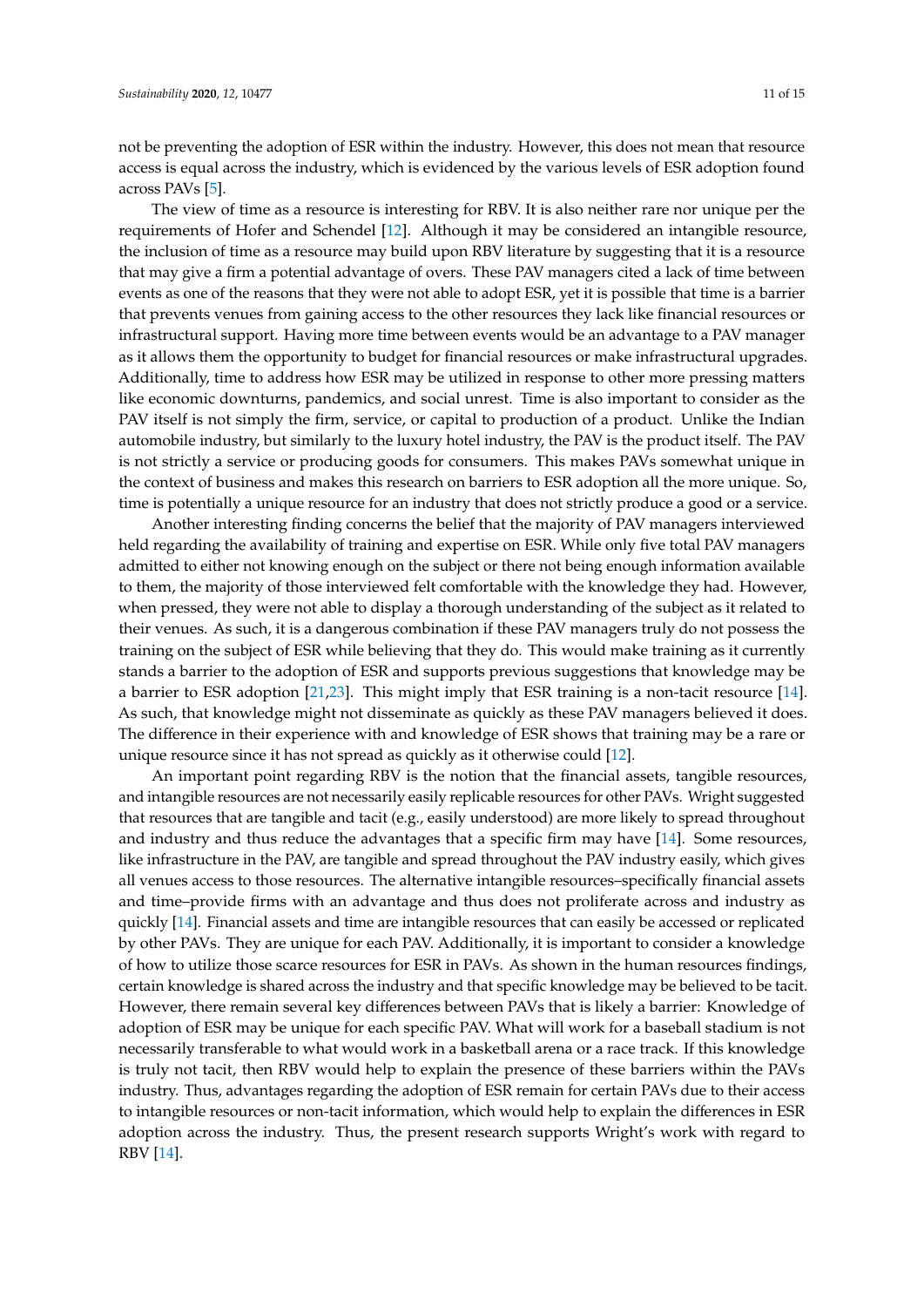not be preventing the adoption of ESR within the industry. However, this does not mean that resource access is equal across the industry, which is evidenced by the various levels of ESR adoption found across PAVs [5].

The view of time as a resource is interesting for RBV. It is also neither rare nor unique per the requirements of Hofer and Schendel [12]. Although it may be considered an intangible resource, the inclusion of time as a resource may build upon RBV literature by suggesting that it is a resource that may give a firm a potential advantage of overs. These PAV managers cited a lack of time between events as one of the reasons that they were not able to adopt ESR, yet it is possible that time is a barrier that prevents venues from gaining access to the other resources they lack like financial resources or infrastructural support. Having more time between events would be an advantage to a PAV manager as it allows them the opportunity to budget for financial resources or make infrastructural upgrades. Additionally, time to address how ESR may be utilized in response to other more pressing matters like economic downturns, pandemics, and social unrest. Time is also important to consider as the PAV itself is not simply the firm, service, or capital to production of a product. Unlike the Indian automobile industry, but similarly to the luxury hotel industry, the PAV is the product itself. The PAV is not strictly a service or producing goods for consumers. This makes PAVs somewhat unique in the context of business and makes this research on barriers to ESR adoption all the more unique. So, time is potentially a unique resource for an industry that does not strictly produce a good or a service.

Another interesting finding concerns the belief that the majority of PAV managers interviewed held regarding the availability of training and expertise on ESR. While only five total PAV managers admitted to either not knowing enough on the subject or there not being enough information available to them, the majority of those interviewed felt comfortable with the knowledge they had. However, when pressed, they were not able to display a thorough understanding of the subject as it related to their venues. As such, it is a dangerous combination if these PAV managers truly do not possess the training on the subject of ESR while believing that they do. This would make training as it currently stands a barrier to the adoption of ESR and supports previous suggestions that knowledge may be a barrier to ESR adoption [21,23]. This might imply that ESR training is a non-tacit resource [14]. As such, that knowledge might not disseminate as quickly as these PAV managers believed it does. The difference in their experience with and knowledge of ESR shows that training may be a rare or unique resource since it has not spread as quickly as it otherwise could [12].

An important point regarding RBV is the notion that the financial assets, tangible resources, and intangible resources are not necessarily easily replicable resources for other PAVs. Wright suggested that resources that are tangible and tacit (e.g., easily understood) are more likely to spread throughout and industry and thus reduce the advantages that a specific firm may have [14]. Some resources, like infrastructure in the PAV, are tangible and spread throughout the PAV industry easily, which gives all venues access to those resources. The alternative intangible resources–specifically financial assets and time–provide firms with an advantage and thus does not proliferate across and industry as quickly [14]. Financial assets and time are intangible resources that can easily be accessed or replicated by other PAVs. They are unique for each PAV. Additionally, it is important to consider a knowledge of how to utilize those scarce resources for ESR in PAVs. As shown in the human resources findings, certain knowledge is shared across the industry and that specific knowledge may be believed to be tacit. However, there remain several key differences between PAVs that is likely a barrier: Knowledge of adoption of ESR may be unique for each specific PAV. What will work for a baseball stadium is not necessarily transferable to what would work in a basketball arena or a race track. If this knowledge is truly not tacit, then RBV would help to explain the presence of these barriers within the PAVs industry. Thus, advantages regarding the adoption of ESR remain for certain PAVs due to their access to intangible resources or non-tacit information, which would help to explain the differences in ESR adoption across the industry. Thus, the present research supports Wright's work with regard to RBV [14].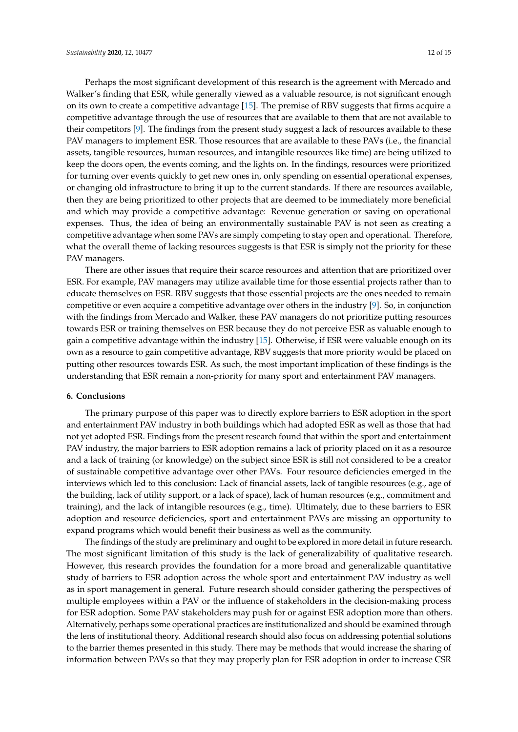Perhaps the most significant development of this research is the agreement with Mercado and Walker's finding that ESR, while generally viewed as a valuable resource, is not significant enough on its own to create a competitive advantage [15]. The premise of RBV suggests that firms acquire a competitive advantage through the use of resources that are available to them that are not available to their competitors [9]. The findings from the present study suggest a lack of resources available to these PAV managers to implement ESR. Those resources that are available to these PAVs (i.e., the financial assets, tangible resources, human resources, and intangible resources like time) are being utilized to keep the doors open, the events coming, and the lights on. In the findings, resources were prioritized for turning over events quickly to get new ones in, only spending on essential operational expenses, or changing old infrastructure to bring it up to the current standards. If there are resources available, then they are being prioritized to other projects that are deemed to be immediately more beneficial and which may provide a competitive advantage: Revenue generation or saving on operational expenses. Thus, the idea of being an environmentally sustainable PAV is not seen as creating a competitive advantage when some PAVs are simply competing to stay open and operational. Therefore, what the overall theme of lacking resources suggests is that ESR is simply not the priority for these PAV managers.

There are other issues that require their scarce resources and attention that are prioritized over ESR. For example, PAV managers may utilize available time for those essential projects rather than to educate themselves on ESR. RBV suggests that those essential projects are the ones needed to remain competitive or even acquire a competitive advantage over others in the industry [9]. So, in conjunction with the findings from Mercado and Walker, these PAV managers do not prioritize putting resources towards ESR or training themselves on ESR because they do not perceive ESR as valuable enough to gain a competitive advantage within the industry [15]. Otherwise, if ESR were valuable enough on its own as a resource to gain competitive advantage, RBV suggests that more priority would be placed on putting other resources towards ESR. As such, the most important implication of these findings is the understanding that ESR remain a non-priority for many sport and entertainment PAV managers.

## 6. Conclusions

The primary purpose of this paper was to directly explore barriers to ESR adoption in the sport and entertainment PAV industry in both buildings which had adopted ESR as well as those that had not yet adopted ESR. Findings from the present research found that within the sport and entertainment PAV industry, the major barriers to ESR adoption remains a lack of priority placed on it as a resource and a lack of training (or knowledge) on the subject since ESR is still not considered to be a creator of sustainable competitive advantage over other PAVs. Four resource deficiencies emerged in the interviews which led to this conclusion: Lack of financial assets, lack of tangible resources (e.g., age of the building, lack of utility support, or a lack of space), lack of human resources (e.g., commitment and training), and the lack of intangible resources (e.g., time). Ultimately, due to these barriers to ESR adoption and resource deficiencies, sport and entertainment PAVs are missing an opportunity to expand programs which would benefit their business as well as the community.

The findings of the study are preliminary and ought to be explored in more detail in future research. The most significant limitation of this study is the lack of generalizability of qualitative research. However, this research provides the foundation for a more broad and generalizable quantitative study of barriers to ESR adoption across the whole sport and entertainment PAV industry as well as in sport management in general. Future research should consider gathering the perspectives of multiple employees within a PAV or the influence of stakeholders in the decision-making process for ESR adoption. Some PAV stakeholders may push for or against ESR adoption more than others. Alternatively, perhaps some operational practices are institutionalized and should be examined through the lens of institutional theory. Additional research should also focus on addressing potential solutions to the barrier themes presented in this study. There may be methods that would increase the sharing of information between PAVs so that they may properly plan for ESR adoption in order to increase CSR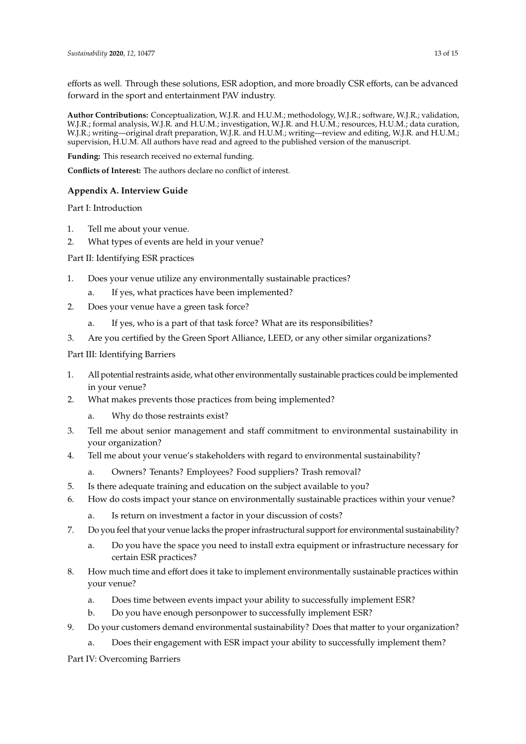efforts as well. Through these solutions, ESR adoption, and more broadly CSR efforts, can be advanced forward in the sport and entertainment PAV industry.

**Author Contributions:** Conceptualization, W.J.R. and H.U.M.; methodology, W.J.R.; software, W.J.R.; validation, W.J.R.; formal analysis, W.J.R. and H.U.M.; investigation, W.J.R. and H.U.M.; resources, H.U.M.; data curation, W.J.R.; writing—original draft preparation, W.J.R. and H.U.M.; writing—review and editing, W.J.R. and H.U.M.; supervision, H.U.M. All authors have read and agreed to the published version of the manuscript.

**Funding:** This research received no external funding.

**Conflicts of Interest:** The authors declare no conflict of interest.

## Appendix A. Interview Guide

Part I: Introduction

1. Tell me about your venue.
2. What types of events are held in your venue?

Part II: Identifying ESR practices

1. Does your venue utilize any environmentally sustainable practices?
    a. If yes, what practices have been implemented?
2. Does your venue have a green task force?
    a. If yes, who is a part of that task force? What are its responsibilities?
3. Are you certified by the Green Sport Alliance, LEED, or any other similar organizations?

Part III: Identifying Barriers

1. All potential restraints aside, what other environmentally sustainable practices could be implemented in your venue?
2. What makes prevents those practices from being implemented?
    a. Why do those restraints exist?
3. Tell me about senior management and staff commitment to environmental sustainability in your organization?
4. Tell me about your venue's stakeholders with regard to environmental sustainability?
    a. Owners? Tenants? Employees? Food suppliers? Trash removal?
5. Is there adequate training and education on the subject available to you?
6. How do costs impact your stance on environmentally sustainable practices within your venue?
    a. Is return on investment a factor in your discussion of costs?
7. Do you feel that your venue lacks the proper infrastructural support for environmental sustainability?
    a. Do you have the space you need to install extra equipment or infrastructure necessary for certain ESR practices?
8. How much time and effort does it take to implement environmentally sustainable practices within your venue?
    a. Does time between events impact your ability to successfully implement ESR?
    b. Do you have enough personpower to successfully implement ESR?
9. Do your customers demand environmental sustainability? Does that matter to your organization?
    a. Does their engagement with ESR impact your ability to successfully implement them?

Part IV: Overcoming Barriers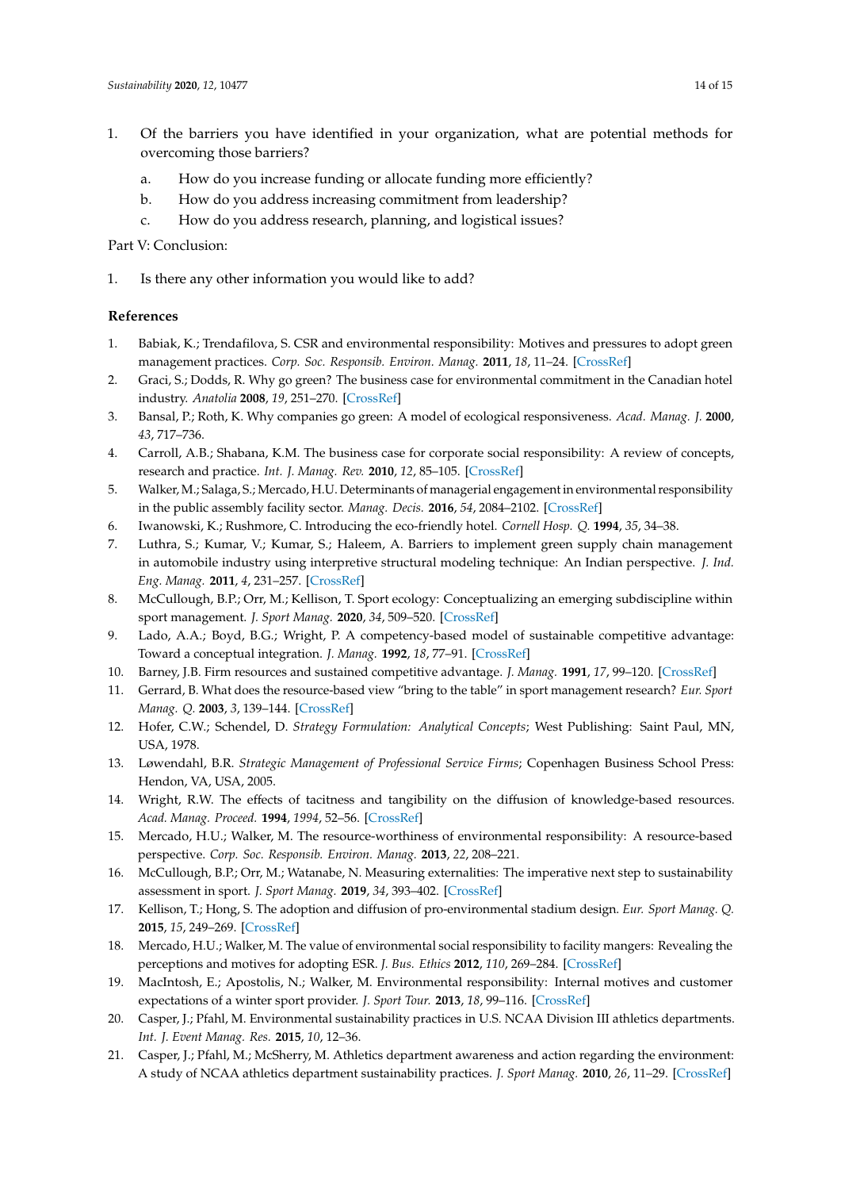1. Of the barriers you have identified in your organization, what are potential methods for overcoming those barriers?
    a. How do you increase funding or allocate funding more efficiently?
    b. How do you address increasing commitment from leadership?
    c. How do you address research, planning, and logistical issues?

Part V: Conclusion:

1. Is there any other information you would like to add?

## References

1. Babiak, K.; Trendafilova, S. CSR and environmental responsibility: Motives and pressures to adopt green management practices. *Corp. Soc. Responsib. Environ. Manag.* **2011**, *18*, 11–24. [CrossRef]
2. Graci, S.; Dodds, R. Why go green? The business case for environmental commitment in the Canadian hotel industry. *Anatolia* **2008**, *19*, 251–270. [CrossRef]
3. Bansal, P.; Roth, K. Why companies go green: A model of ecological responsiveness. *Acad. Manag. J.* **2000**, *43*, 717–736.
4. Carroll, A.B.; Shabana, K.M. The business case for corporate social responsibility: A review of concepts, research and practice. *Int. J. Manag. Rev.* **2010**, *12*, 85–105. [CrossRef]
5. Walker, M.; Salaga, S.; Mercado, H.U. Determinants of managerial engagement in environmental responsibility in the public assembly facility sector. *Manag. Decis.* **2016**, *54*, 2084–2102. [CrossRef]
6. Iwanowski, K.; Rushmore, C. Introducing the eco-friendly hotel. *Cornell Hosp. Q.* **1994**, *35*, 34–38.
7. Luthra, S.; Kumar, V.; Kumar, S.; Haleem, A. Barriers to implement green supply chain management in automobile industry using interpretive structural modeling technique: An Indian perspective. *J. Ind. Eng. Manag.* **2011**, *4*, 231–257. [CrossRef]
8. McCullough, B.P.; Orr, M.; Kellison, T. Sport ecology: Conceptualizing an emerging subdiscipline within sport management. *J. Sport Manag.* **2020**, *34*, 509–520. [CrossRef]
9. Lado, A.A.; Boyd, B.G.; Wright, P. A competency-based model of sustainable competitive advantage: Toward a conceptual integration. *J. Manag.* **1992**, *18*, 77–91. [CrossRef]
10. Barney, J.B. Firm resources and sustained competitive advantage. *J. Manag.* **1991**, *17*, 99–120. [CrossRef]
11. Gerrard, B. What does the resource-based view "bring to the table" in sport management research? *Eur. Sport Manag. Q.* **2003**, *3*, 139–144. [CrossRef]
12. Hofer, C.W.; Schendel, D. *Strategy Formulation: Analytical Concepts*; West Publishing: Saint Paul, MN, USA, 1978.
13. Løwendahl, B.R. *Strategic Management of Professional Service Firms*; Copenhagen Business School Press: Hendon, VA, USA, 2005.
14. Wright, R.W. The effects of tacitness and tangibility on the diffusion of knowledge-based resources. *Acad. Manag. Proceed.* **1994**, *1994*, 52–56. [CrossRef]
15. Mercado, H.U.; Walker, M. The resource-worthiness of environmental responsibility: A resource-based perspective. *Corp. Soc. Responsib. Environ. Manag.* **2013**, *22*, 208–221.
16. McCullough, B.P.; Orr, M.; Watanabe, N. Measuring externalities: The imperative next step to sustainability assessment in sport. *J. Sport Manag.* **2019**, *34*, 393–402. [CrossRef]
17. Kellison, T.; Hong, S. The adoption and diffusion of pro-environmental stadium design. *Eur. Sport Manag. Q.* **2015**, *15*, 249–269. [CrossRef]
18. Mercado, H.U.; Walker, M. The value of environmental social responsibility to facility mangers: Revealing the perceptions and motives for adopting ESR. *J. Bus. Ethics* **2012**, *110*, 269–284. [CrossRef]
19. MacIntosh, E.; Apostolis, N.; Walker, M. Environmental responsibility: Internal motives and customer expectations of a winter sport provider. *J. Sport Tour.* **2013**, *18*, 99–116. [CrossRef]
20. Casper, J.; Pfahl, M. Environmental sustainability practices in U.S. NCAA Division III athletics departments. *Int. J. Event Manag. Res.* **2015**, *10*, 12–36.
21. Casper, J.; Pfahl, M.; McSherry, M. Athletics department awareness and action regarding the environment: A study of NCAA athletics department sustainability practices. *J. Sport Manag.* **2010**, *26*, 11–29. [CrossRef]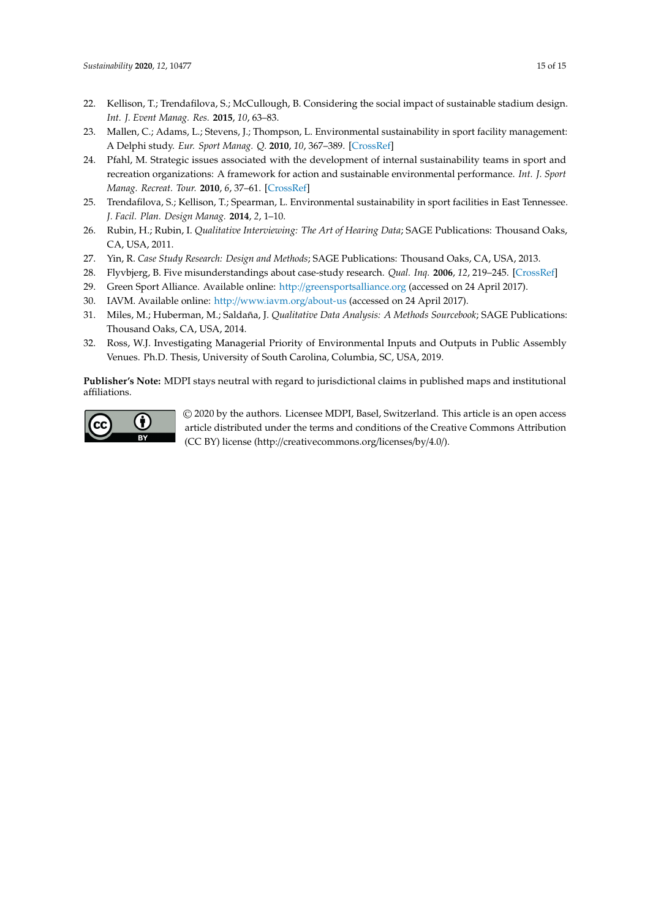22. Kellison, T.; Trendafilova, S.; McCullough, B. Considering the social impact of sustainable stadium design. *Int. J. Event Manag. Res.* **2015**, *10*, 63–83.
23. Mallen, C.; Adams, L.; Stevens, J.; Thompson, L. Environmental sustainability in sport facility management: A Delphi study. *Eur. Sport Manag. Q.* **2010**, *10*, 367–389. [CrossRef]
24. Pfahl, M. Strategic issues associated with the development of internal sustainability teams in sport and recreation organizations: A framework for action and sustainable environmental performance. *Int. J. Sport Manag. Recreat. Tour.* **2010**, *6*, 37–61. [CrossRef]
25. Trendafilova, S.; Kellison, T.; Spearman, L. Environmental sustainability in sport facilities in East Tennessee. *J. Facil. Plan. Design Manag.* **2014**, *2*, 1–10.
26. Rubin, H.; Rubin, I. *Qualitative Interviewing: The Art of Hearing Data*; SAGE Publications: Thousand Oaks, CA, USA, 2011.
27. Yin, R. *Case Study Research: Design and Methods*; SAGE Publications: Thousand Oaks, CA, USA, 2013.
28. Flyvbjerg, B. Five misunderstandings about case-study research. *Qual. Inq.* **2006**, *12*, 219–245. [CrossRef]
29. Green Sport Alliance. Available online: http://greensportsalliance.org (accessed on 24 April 2017).
30. IAVM. Available online: http://www.iavm.org/about-us (accessed on 24 April 2017).
31. Miles, M.; Huberman, M.; Saldaña, J. *Qualitative Data Analysis: A Methods Sourcebook*; SAGE Publications: Thousand Oaks, CA, USA, 2014.
32. Ross, W.J. Investigating Managerial Priority of Environmental Inputs and Outputs in Public Assembly Venues. Ph.D. Thesis, University of South Carolina, Columbia, SC, USA, 2019.

**Publisher's Note:** MDPI stays neutral with regard to jurisdictional claims in published maps and institutional affiliations.

© 2020 by the authors. Licensee MDPI, Basel, Switzerland. This article is an open access article distributed under the terms and conditions of the Creative Commons Attribution (CC BY) license (http://creativecommons.org/licenses/by/4.0/).